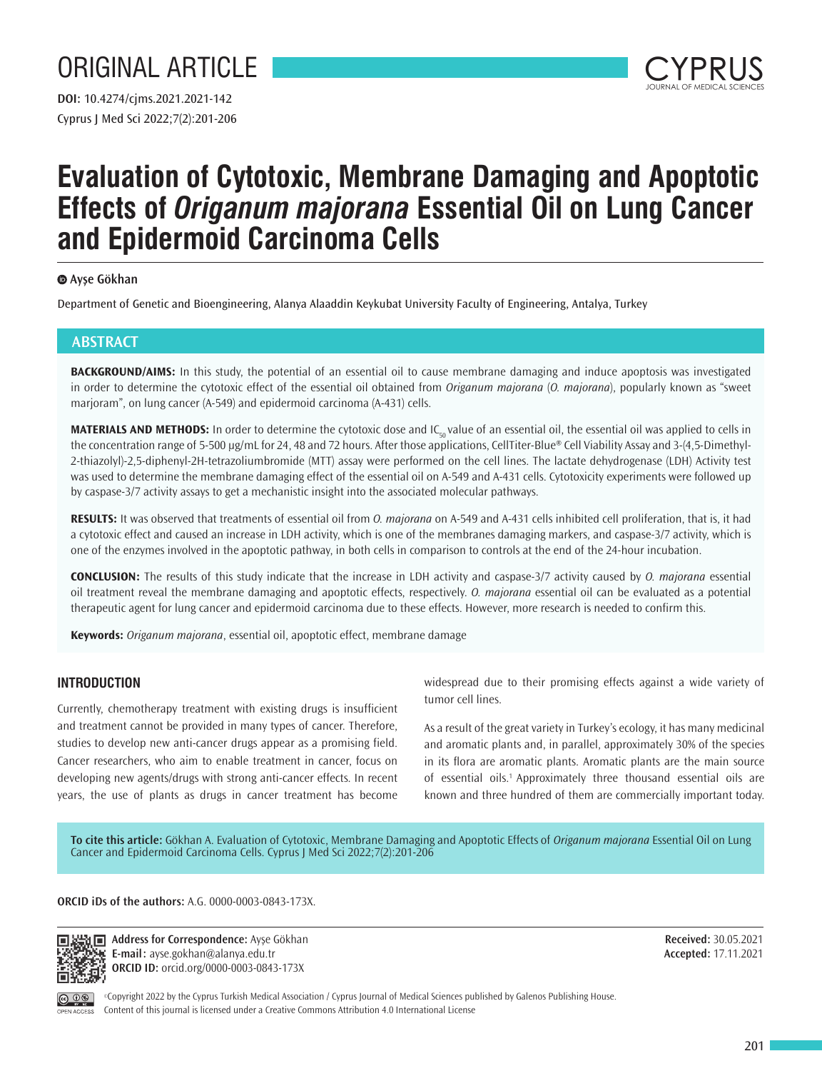ORIGINAL ARTICLE

**DOI:** 10.4274/cjms.2021.2021-142

# Evaluation of Cytotoxic, Membrane Damaging and Apoptotic Effects of *Origanum majorana* Essential Oil on Lung Cancer and Epidermoid Carcinoma Cells

Ayşe Gökhan

Department of Genetic and Bioengineering, Alanya Alaaddin Keykubat University Faculty of Engineering, Antalya, Turkey

## ABSTRACT

**BACKGROUND/AIMS:** In this study, the potential of an essential oil to cause membrane damaging and induce apoptosis was investigated in order to determine the cytotoxic effect of the essential oil obtained from *Origanum majorana* (*O. majorana*), popularly known as "sweet marjoram", on lung cancer (A-549) and epidermoid carcinoma (A-431) cells.

**MATERIALS AND METHODS:** In order to determine the cytotoxic dose and $IC_{50}$ value of an essential oil, the essential oil was applied to cells in the concentration range of 5-500 µg/mL for 24, 48 and 72 hours. After those applications, CellTiter-Blue® Cell Viability Assay and 3-(4,5-Dimethyl-2-thiazolyl)-2,5-diphenyl-2H-tetrazoliumbromide (MTT) assay were performed on the cell lines. The lactate dehydrogenase (LDH) Activity test was used to determine the membrane damaging effect of the essential oil on A-549 and A-431 cells. Cytotoxicity experiments were followed up by caspase-3/7 activity assays to get a mechanistic insight into the associated molecular pathways.

**RESULTS:** It was observed that treatments of essential oil from *O. majorana* on A-549 and A-431 cells inhibited cell proliferation, that is, it had a cytotoxic effect and caused an increase in LDH activity, which is one of the membranes damaging markers, and caspase-3/7 activity, which is one of the enzymes involved in the apoptotic pathway, in both cells in comparison to controls at the end of the 24-hour incubation.

**CONCLUSION:** The results of this study indicate that the increase in LDH activity and caspase-3/7 activity caused by *O. majorana* essential oil treatment reveal the membrane damaging and apoptotic effects, respectively. *O. majorana* essential oil can be evaluated as a potential therapeutic agent for lung cancer and epidermoid carcinoma due to these effects. However, more research is needed to confirm this.

**Keywords:** *Origanum majorana*, essential oil, apoptotic effect, membrane damage

## INTRODUCTION

Currently, chemotherapy treatment with existing drugs is insufficient and treatment cannot be provided in many types of cancer. Therefore, studies to develop new anti-cancer drugs appear as a promising field. Cancer researchers, who aim to enable treatment in cancer, focus on developing new agents/drugs with strong anti-cancer effects. In recent years, the use of plants as drugs in cancer treatment has become widespread due to their promising effects against a wide variety of tumor cell lines.

As a result of the great variety in Turkey's ecology, it has many medicinal and aromatic plants and, in parallel, approximately 30% of the species in its flora are aromatic plants. Aromatic plants are the main source of essential oils.[1] Approximately three thousand essential oils are known and three hundred of them are commercially important today.

**To cite this article:** Gökhan A. Evaluation of Cytotoxic, Membrane Damaging and Apoptotic Effects of *Origanum majorana* Essential Oil on Lung Cancer and Epidermoid Carcinoma Cells. Cyprus J Med Sci 2022;7(2):201-206

**ORCID iDs of the authors:** A.G. 0000-0003-0843-173X.

**Address for Correspondence:** Ayşe Gökhan
**E-mail:** ayse.gokhan@alanya.edu.tr
**ORCID ID:** orcid.org/0000-0003-0843-173X

**Received:** 30.05.2021
**Accepted:** 17.11.2021

©Copyright 2022 by the Cyprus Turkish Medical Association / Cyprus Journal of Medical Sciences published by Galenos Publishing House.
Content of this journal is licensed under a Creative Commons Attribution 4.0 International License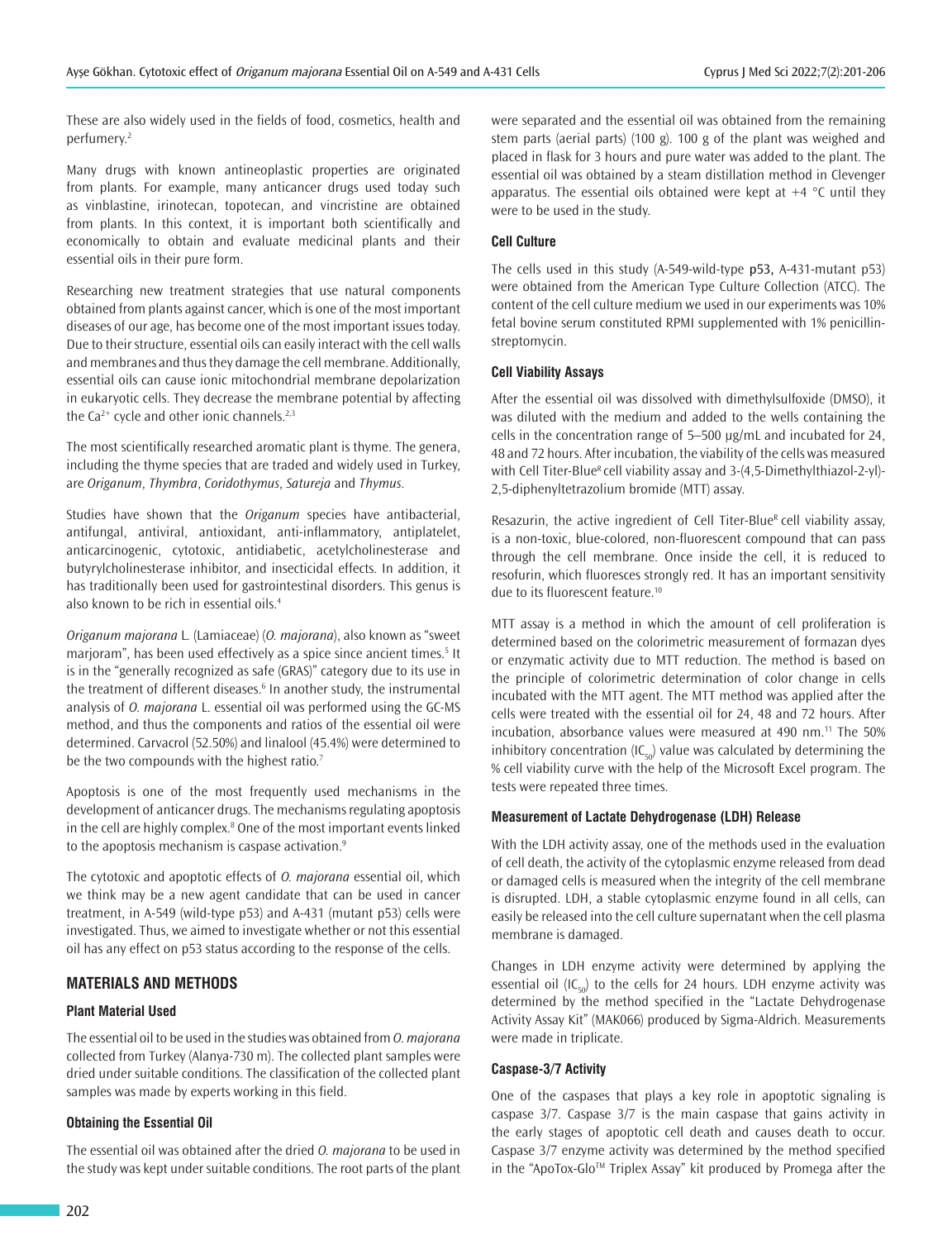These are also widely used in the fields of food, cosmetics, health and perfumery.[2]

Many drugs with known antineoplastic properties are originated from plants. For example, many anticancer drugs used today such as vinblastine, irinotecan, topotecan, and vincristine are obtained from plants. In this context, it is important both scientifically and economically to obtain and evaluate medicinal plants and their essential oils in their pure form.

Researching new treatment strategies that use natural components obtained from plants against cancer, which is one of the most important diseases of our age, has become one of the most important issues today. Due to their structure, essential oils can easily interact with the cell walls and membranes and thus they damage the cell membrane. Additionally, essential oils can cause ionic mitochondrial membrane depolarization in eukaryotic cells. They decrease the membrane potential by affecting the $Ca^{2+}$ cycle and other ionic channels.[2,3]

The most scientifically researched aromatic plant is thyme. The genera, including the thyme species that are traded and widely used in Turkey, are *Origanum*, *Thymbra*, *Coridothymus*, *Satureja* and *Thymus*.

Studies have shown that the *Origanum* species have antibacterial, antifungal, antiviral, antioxidant, anti-inflammatory, antiplatelet, anticarcinogenic, cytotoxic, antidiabetic, acetylcholinesterase and butyrylcholinesterase inhibitor, and insecticidal effects. In addition, it has traditionally been used for gastrointestinal disorders. This genus is also known to be rich in essential oils.[4]

*Origanum majorana* L. (Lamiaceae) (*O. majorana*), also known as "sweet marjoram", has been used effectively as a spice since ancient times.[5] It is in the "generally recognized as safe (GRAS)" category due to its use in the treatment of different diseases.[6] In another study, the instrumental analysis of *O. majorana* L. essential oil was performed using the GC-MS method, and thus the components and ratios of the essential oil were determined. Carvacrol (52.50%) and linalool (45.4%) were determined to be the two compounds with the highest ratio.[7]

Apoptosis is one of the most frequently used mechanisms in the development of anticancer drugs. The mechanisms regulating apoptosis in the cell are highly complex.[8] One of the most important events linked to the apoptosis mechanism is caspase activation.[9]

The cytotoxic and apoptotic effects of *O. majorana* essential oil, which we think may be a new agent candidate that can be used in cancer treatment, in A-549 (wild-type p53) and A-431 (mutant p53) cells were investigated. Thus, we aimed to investigate whether or not this essential oil has any effect on p53 status according to the response of the cells.

## MATERIALS AND METHODS

### Plant Material Used

The essential oil to be used in the studies was obtained from *O. majorana* collected from Turkey (Alanya-730 m). The collected plant samples were dried under suitable conditions. The classification of the collected plant samples was made by experts working in this field.

### Obtaining the Essential Oil

The essential oil was obtained after the dried *O. majorana* to be used in the study was kept under suitable conditions. The root parts of the plant were separated and the essential oil was obtained from the remaining stem parts (aerial parts) (100 g). 100 g of the plant was weighed and placed in flask for 3 hours and pure water was added to the plant. The essential oil was obtained by a steam distillation method in Clevenger apparatus. The essential oils obtained were kept at +4 °C until they were to be used in the study.

### Cell Culture

The cells used in this study (A-549-wild-type p53, A-431-mutant p53) were obtained from the American Type Culture Collection (ATCC). The content of the cell culture medium we used in our experiments was 10% fetal bovine serum constituted RPMI supplemented with 1% penicillin-streptomycin.

### Cell Viability Assays

After the essential oil was dissolved with dimethylsulfoxide (DMSO), it was diluted with the medium and added to the wells containing the cells in the concentration range of 5–500 µg/mL and incubated for 24, 48 and 72 hours. After incubation, the viability of the cells was measured with Cell Titer-Blue® cell viability assay and 3-(4,5-Dimethylthiazol-2-yl)-2,5-diphenyltetrazolium bromide (MTT) assay.

Resazurin, the active ingredient of Cell Titer-Blue® cell viability assay, is a non-toxic, blue-colored, non-fluorescent compound that can pass through the cell membrane. Once inside the cell, it is reduced to resofurin, which fluoresces strongly red. It has an important sensitivity due to its fluorescent feature.[10]

MTT assay is a method in which the amount of cell proliferation is determined based on the colorimetric measurement of formazan dyes or enzymatic activity due to MTT reduction. The method is based on the principle of colorimetric determination of color change in cells incubated with the MTT agent. The MTT method was applied after the cells were treated with the essential oil for 24, 48 and 72 hours. After incubation, absorbance values were measured at 490 nm.[11] The 50% inhibitory concentration ($IC_{50}$) value was calculated by determining the % cell viability curve with the help of the Microsoft Excel program. The tests were repeated three times.

### Measurement of Lactate Dehydrogenase (LDH) Release

With the LDH activity assay, one of the methods used in the evaluation of cell death, the activity of the cytoplasmic enzyme released from dead or damaged cells is measured when the integrity of the cell membrane is disrupted. LDH, a stable cytoplasmic enzyme found in all cells, can easily be released into the cell culture supernatant when the cell plasma membrane is damaged.

Changes in LDH enzyme activity were determined by applying the essential oil ($IC_{50}$) to the cells for 24 hours. LDH enzyme activity was determined by the method specified in the "Lactate Dehydrogenase Activity Assay Kit" (MAK066) produced by Sigma-Aldrich. Measurements were made in triplicate.

### Caspase-3/7 Activity

One of the caspases that plays a key role in apoptotic signaling is caspase 3/7. Caspase 3/7 is the main caspase that gains activity in the early stages of apoptotic cell death and causes death to occur. Caspase 3/7 enzyme activity was determined by the method specified in the "ApoTox-Glo™ Triplex Assay" kit produced by Promega after the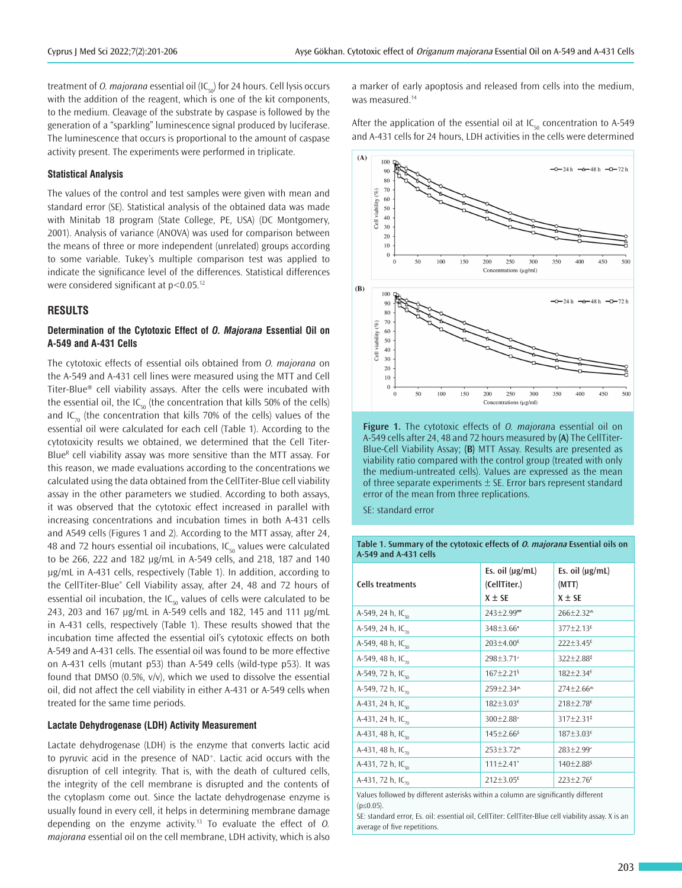treatment of *O. majorana* essential oil ($IC_{50}$) for 24 hours. Cell lysis occurs with the addition of the reagent, which is one of the kit components, to the medium. Cleavage of the substrate by caspase is followed by the generation of a "sparkling" luminescence signal produced by luciferase. The luminescence that occurs is proportional to the amount of caspase activity present. The experiments were performed in triplicate.

### Statistical Analysis

The values of the control and test samples were given with mean and standard error (SE). Statistical analysis of the obtained data was made with Minitab 18 program (State College, PE, USA) (DC Montgomery, 2001). Analysis of variance (ANOVA) was used for comparison between the means of three or more independent (unrelated) groups according to some variable. Tukey's multiple comparison test was applied to indicate the significance level of the differences. Statistical differences were considered significant at $p<0.05$.[12]

## RESULTS

### Determination of the Cytotoxic Effect of *O. Majorana* Essential Oil on A-549 and A-431 Cells

The cytotoxic effects of essential oils obtained from *O. majorana* on the A-549 and A-431 cell lines were measured using the MTT and Cell Titer-Blue® cell viability assays. After the cells were incubated with the essential oil, the $IC_{50}$ (the concentration that kills 50% of the cells) and $IC_{70}$ (the concentration that kills 70% of the cells) values of the essential oil were calculated for each cell (Table 1). According to the cytotoxicity results we obtained, we determined that the Cell Titer-Blue® cell viability assay was more sensitive than the MTT assay. For this reason, we made evaluations according to the concentrations we calculated using the data obtained from the CellTiter-Blue cell viability assay in the other parameters we studied. According to both assays, it was observed that the cytotoxic effect increased in parallel with increasing concentrations and incubation times in both A-431 cells and A549 cells (Figures 1 and 2). According to the MTT assay, after 24, 48 and 72 hours essential oil incubations, $IC_{50}$ values were calculated to be 266, 222 and 182 µg/mL in A-549 cells, and 218, 187 and 140 µg/mL in A-431 cells, respectively (Table 1). In addition, according to the CellTiter-Blue® Cell Viability assay, after 24, 48 and 72 hours of essential oil incubation, the $IC_{50}$ values of cells were calculated to be 243, 203 and 167 µg/mL in A-549 cells and 182, 145 and 111 µg/mL in A-431 cells, respectively (Table 1). These results showed that the incubation time affected the essential oil's cytotoxic effects on both A-549 and A-431 cells. The essential oil was found to be more effective on A-431 cells (mutant p53) than A-549 cells (wild-type p53). It was found that DMSO (0.5%, v/v), which we used to dissolve the essential oil, did not affect the cell viability in either A-431 or A-549 cells when treated for the same time periods.

### Lactate Dehydrogenase (LDH) Activity Measurement

Lactate dehydrogenase (LDH) is the enzyme that converts lactic acid to pyruvic acid in the presence of $NAD^{+}$. Lactic acid occurs with the disruption of cell integrity. That is, with the death of cultured cells, the integrity of the cell membrane is disrupted and the contents of the cytoplasm come out. Since the lactate dehydrogenase enzyme is usually found in every cell, it helps in determining membrane damage depending on the enzyme activity.[13] To evaluate the effect of *O. majorana* essential oil on the cell membrane, LDH activity, which is also a marker of early apoptosis and released from cells into the medium, was measured.[14]

After the application of the essential oil at $IC_{50}$ concentration to A-549 and A-431 cells for 24 hours, LDH activities in the cells were determined

**Figure 1.** The cytotoxic effects of *O. majorana* essential oil on A-549 cells after 24, 48 and 72 hours measured by **(A)** The CellTiter-Blue-Cell Viability Assay; **(B)** MTT Assay. Results are presented as viability ratio compared with the control group (treated with only the medium-untreated cells). Values are expressed as the mean of three separate experiments ± SE. Error bars represent standard error of the mean from three replications.

SE: standard error

**Table 1. Summary of the cytotoxic effects of *O. majorana* Essential oils on A-549 and A-431 cells**

| Cells treatments | Es. oil (µg/mL) (CellTiter.) X ± SE | Es. oil (µg/mL) (MTT) X ± SE |
|---|---|---|
| A-549, 24 h, $IC_{50}$ | 243±2.99*** | 266±2.32* |
| A-549, 24 h, $IC_{70}$ | 348±3.66* | 377±2.13* |
| A-549, 48 h, $IC_{50}$ | 203±4.00* | 222±3.45* |
| A-549, 48 h, $IC_{70}$ | 298±3.71* | 322±2.88* |
| A-549, 72 h, $IC_{50}$ | 167±2.21* | 182±2.34* |
| A-549, 72 h, $IC_{70}$ | 259±2.34* | 274±2.66* |
| A-431, 24 h, $IC_{50}$ | 182±3.03* | 218±2.78* |
| A-431, 24 h, $IC_{70}$ | 300±2.88* | 317±2.31* |
| A-431, 48 h, $IC_{50}$ | 145±2.66* | 187±3.03* |
| A-431, 48 h, $IC_{70}$ | 253±3.72* | 283±2.99* |
| A-431, 72 h, $IC_{50}$ | 111±2.41* | 140±2.88* |
| A-431, 72 h, $IC_{70}$ | 212±3.05* | 223±2.76* |

Values followed by different asterisks within a column are significantly different ($p\leq0.05$).
SE: standard error, Es. oil: essential oil, CellTiter: CellTiter-Blue cell viability assay. X is an average of five repetitions.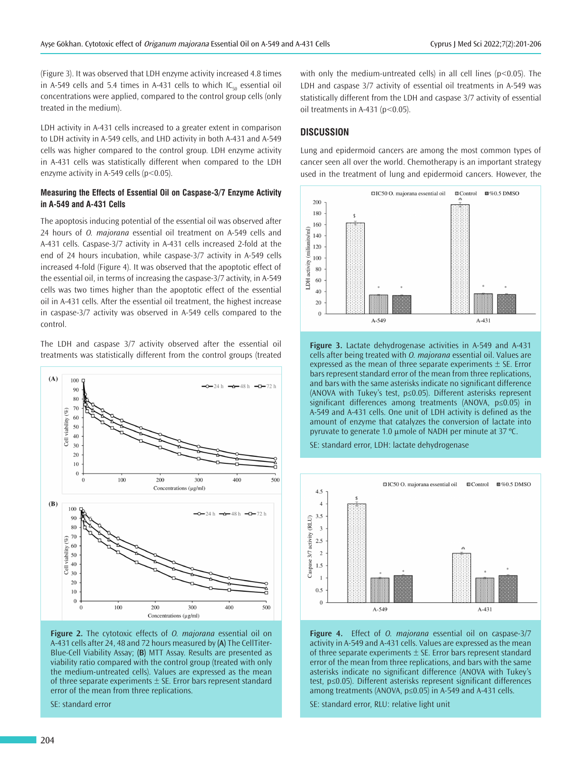(Figure 3). It was observed that LDH enzyme activity increased 4.8 times in A-549 cells and 5.4 times in A-431 cells to which $IC_{50}$ essential oil concentrations were applied, compared to the control group cells (only treated in the medium).

LDH activity in A-431 cells increased to a greater extent in comparison to LDH activity in A-549 cells, and LHD activity in both A-431 and A-549 cells was higher compared to the control group. LDH enzyme activity in A-431 cells was statistically different when compared to the LDH enzyme activity in A-549 cells ($p<0.05$).

### Measuring the Effects of Essential Oil on Caspase-3/7 Enzyme Activity in A-549 and A-431 Cells

The apoptosis inducing potential of the essential oil was observed after 24 hours of *O. majorana* essential oil treatment on A-549 cells and A-431 cells. Caspase-3/7 activity in A-431 cells increased 2-fold at the end of 24 hours incubation, while caspase-3/7 activity in A-549 cells increased 4-fold (Figure 4). It was observed that the apoptotic effect of the essential oil, in terms of increasing the caspase-3/7 activity, in A-549 cells was two times higher than the apoptotic effect of the essential oil in A-431 cells. After the essential oil treatment, the highest increase in caspase-3/7 activity was observed in A-549 cells compared to the control.

The LDH and caspase 3/7 activity observed after the essential oil treatments was statistically different from the control groups (treated with only the medium-untreated cells) in all cell lines ($p<0.05$). The LDH and caspase 3/7 activity of essential oil treatments in A-549 was statistically different from the LDH and caspase 3/7 activity of essential oil treatments in A-431 ($p<0.05$).

**Figure 2.** The cytotoxic effects of *O. majorana* essential oil on A-431 cells after 24, 48 and 72 hours measured by **(A)** The CellTiter-Blue-Cell Viability Assay; **(B)** MTT Assay. Results are presented as viability ratio compared with the control group (treated with only the medium-untreated cells). Values are expressed as the mean of three separate experiments ± SE. Error bars represent standard error of the mean from three replications.

SE: standard error

## DISCUSSION

Lung and epidermoid cancers are among the most common types of cancer seen all over the world. Chemotherapy is an important strategy used in the treatment of lung and epidermoid cancers. However, the

**Figure 3.** Lactate dehydrogenase activities in A-549 and A-431 cells after being treated with *O. majorana* essential oil. Values are expressed as the mean of three separate experiments ± SE. Error bars represent standard error of the mean from three replications, and bars with the same asterisks indicate no significant difference (ANOVA with Tukey's test, $p\leq0.05$). Different asterisks represent significant differences among treatments (ANOVA, $p\leq0.05$) in A-549 and A-431 cells. One unit of LDH activity is defined as the amount of enzyme that catalyzes the conversion of lactate into pyruvate to generate 1.0 µmole of NADH per minute at 37 °C.

SE: standard error, LDH: lactate dehydrogenase

**Figure 4.** Effect of *O. majorana* essential oil on caspase-3/7 activity in A-549 and A-431 cells. Values are expressed as the mean of three separate experiments ± SE. Error bars represent standard error of the mean from three replications, and bars with the same asterisks indicate no significant difference (ANOVA with Tukey's test, $p\leq0.05$). Different asterisks represent significant differences among treatments (ANOVA, $p\leq0.05$) in A-549 and A-431 cells.

SE: standard error, RLU: relative light unit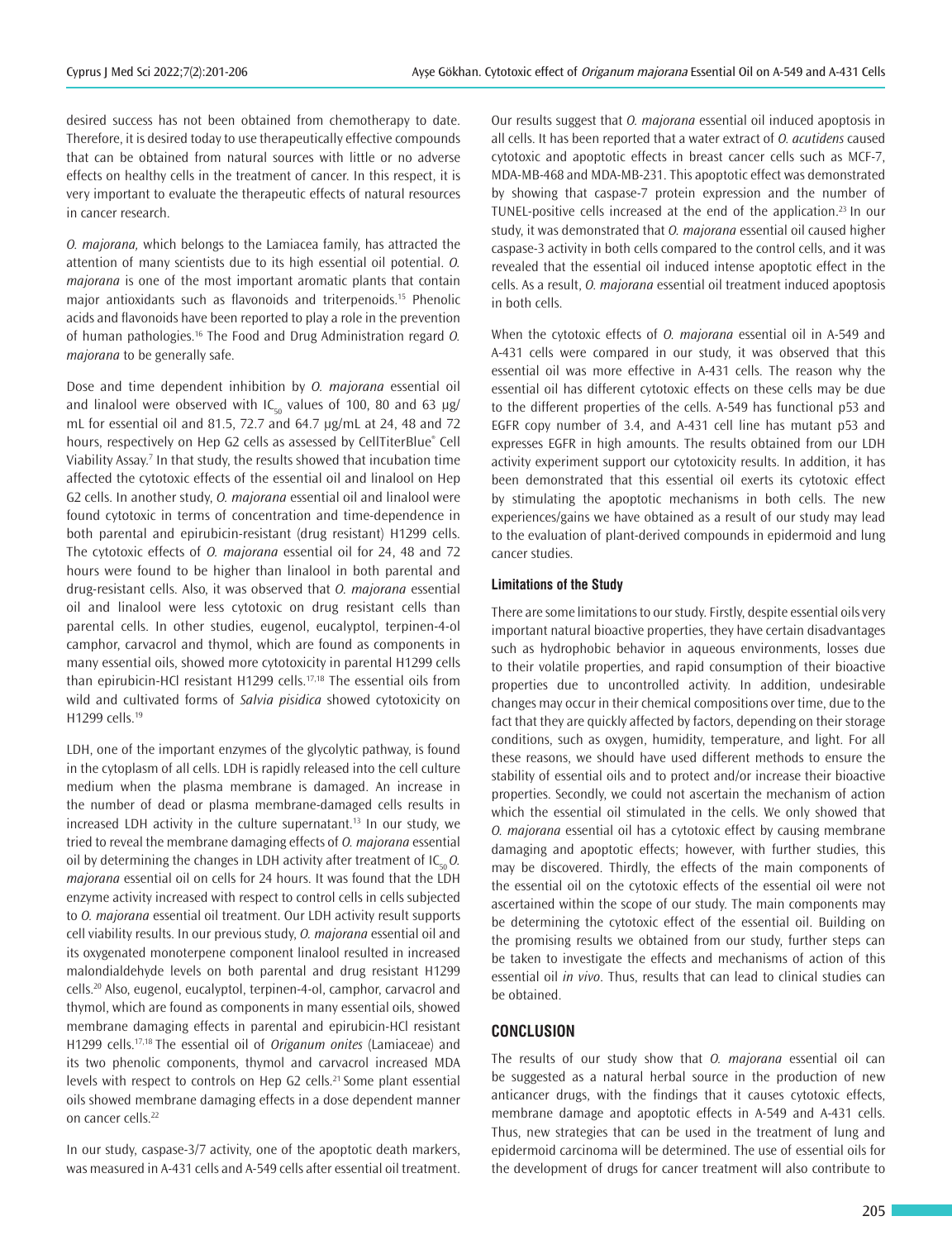desired success has not been obtained from chemotherapy to date. Therefore, it is desired today to use therapeutically effective compounds that can be obtained from natural sources with little or no adverse effects on healthy cells in the treatment of cancer. In this respect, it is very important to evaluate the therapeutic effects of natural resources in cancer research.

*O. majorana,* which belongs to the Lamiacea family, has attracted the attention of many scientists due to its high essential oil potential. *O. majorana* is one of the most important aromatic plants that contain major antioxidants such as flavonoids and triterpenoids.[15] Phenolic acids and flavonoids have been reported to play a role in the prevention of human pathologies.[16] The Food and Drug Administration regard *O. majorana* to be generally safe.

Dose and time dependent inhibition by *O. majorana* essential oil and linalool were observed with $IC_{50}$ values of 100, 80 and 63 µg/mL for essential oil and 81.5, 72.7 and 64.7 µg/mL at 24, 48 and 72 hours, respectively on Hep G2 cells as assessed by CellTiterBlue® Cell Viability Assay.[7] In that study, the results showed that incubation time affected the cytotoxic effects of the essential oil and linalool on Hep G2 cells. In another study, *O. majorana* essential oil and linalool were found cytotoxic in terms of concentration and time-dependence in both parental and epirubicin-resistant (drug resistant) H1299 cells. The cytotoxic effects of *O. majorana* essential oil for 24, 48 and 72 hours were found to be higher than linalool in both parental and drug-resistant cells. Also, it was observed that *O. majorana* essential oil and linalool were less cytotoxic on drug resistant cells than parental cells. In other studies, eugenol, eucalyptol, terpinen-4-ol camphor, carvacrol and thymol, which are found as components in many essential oils, showed more cytotoxicity in parental H1299 cells than epirubicin-HCl resistant H1299 cells.[17,18] The essential oils from wild and cultivated forms of *Salvia pisidica* showed cytotoxicity on H1299 cells.[19]

LDH, one of the important enzymes of the glycolytic pathway, is found in the cytoplasm of all cells. LDH is rapidly released into the cell culture medium when the plasma membrane is damaged. An increase in the number of dead or plasma membrane-damaged cells results in increased LDH activity in the culture supernatant.[13] In our study, we tried to reveal the membrane damaging effects of *O. majorana* essential oil by determining the changes in LDH activity after treatment of $IC_{50}$ *O. majorana* essential oil on cells for 24 hours. It was found that the LDH enzyme activity increased with respect to control cells in cells subjected to *O. majorana* essential oil treatment. Our LDH activity result supports cell viability results. In our previous study, *O. majorana* essential oil and its oxygenated monoterpene component linalool resulted in increased malondialdehyde levels on both parental and drug resistant H1299 cells.[20] Also, eugenol, eucalyptol, terpinen-4-ol, camphor, carvacrol and thymol, which are found as components in many essential oils, showed membrane damaging effects in parental and epirubicin-HCl resistant H1299 cells.[17,18] The essential oil of *Origanum onites* (Lamiaceae) and its two phenolic components, thymol and carvacrol increased MDA levels with respect to controls on Hep G2 cells.[21] Some plant essential oils showed membrane damaging effects in a dose dependent manner on cancer cells.[22]

In our study, caspase-3/7 activity, one of the apoptotic death markers, was measured in A-431 cells and A-549 cells after essential oil treatment. Our results suggest that *O. majorana* essential oil induced apoptosis in all cells. It has been reported that a water extract of *O. acutidens* caused cytotoxic and apoptotic effects in breast cancer cells such as MCF-7, MDA-MB-468 and MDA-MB-231. This apoptotic effect was demonstrated by showing that caspase-7 protein expression and the number of TUNEL-positive cells increased at the end of the application.[23] In our study, it was demonstrated that *O. majorana* essential oil caused higher caspase-3 activity in both cells compared to the control cells, and it was revealed that the essential oil induced intense apoptotic effect in the cells. As a result, *O. majorana* essential oil treatment induced apoptosis in both cells.

When the cytotoxic effects of *O. majorana* essential oil in A-549 and A-431 cells were compared in our study, it was observed that this essential oil was more effective in A-431 cells. The reason why the essential oil has different cytotoxic effects on these cells may be due to the different properties of the cells. A-549 has functional p53 and EGFR copy number of 3.4, and A-431 cell line has mutant p53 and expresses EGFR in high amounts. The results obtained from our LDH activity experiment support our cytotoxicity results. In addition, it has been demonstrated that this essential oil exerts its cytotoxic effect by stimulating the apoptotic mechanisms in both cells. The new experiences/gains we have obtained as a result of our study may lead to the evaluation of plant-derived compounds in epidermoid and lung cancer studies.

### Limitations of the Study

There are some limitations to our study. Firstly, despite essential oils very important natural bioactive properties, they have certain disadvantages such as hydrophobic behavior in aqueous environments, losses due to their volatile properties, and rapid consumption of their bioactive properties due to uncontrolled activity. In addition, undesirable changes may occur in their chemical compositions over time, due to the fact that they are quickly affected by factors, depending on their storage conditions, such as oxygen, humidity, temperature, and light. For all these reasons, we should have used different methods to ensure the stability of essential oils and to protect and/or increase their bioactive properties. Secondly, we could not ascertain the mechanism of action which the essential oil stimulated in the cells. We only showed that *O. majorana* essential oil has a cytotoxic effect by causing membrane damaging and apoptotic effects; however, with further studies, this may be discovered. Thirdly, the effects of the main components of the essential oil on the cytotoxic effects of the essential oil were not ascertained within the scope of our study. The main components may be determining the cytotoxic effect of the essential oil. Building on the promising results we obtained from our study, further steps can be taken to investigate the effects and mechanisms of action of this essential oil *in vivo*. Thus, results that can lead to clinical studies can be obtained.

## CONCLUSION

The results of our study show that *O. majorana* essential oil can be suggested as a natural herbal source in the production of new anticancer drugs, with the findings that it causes cytotoxic effects, membrane damage and apoptotic effects in A-549 and A-431 cells. Thus, new strategies that can be used in the treatment of lung and epidermoid carcinoma will be determined. The use of essential oils for the development of drugs for cancer treatment will also contribute to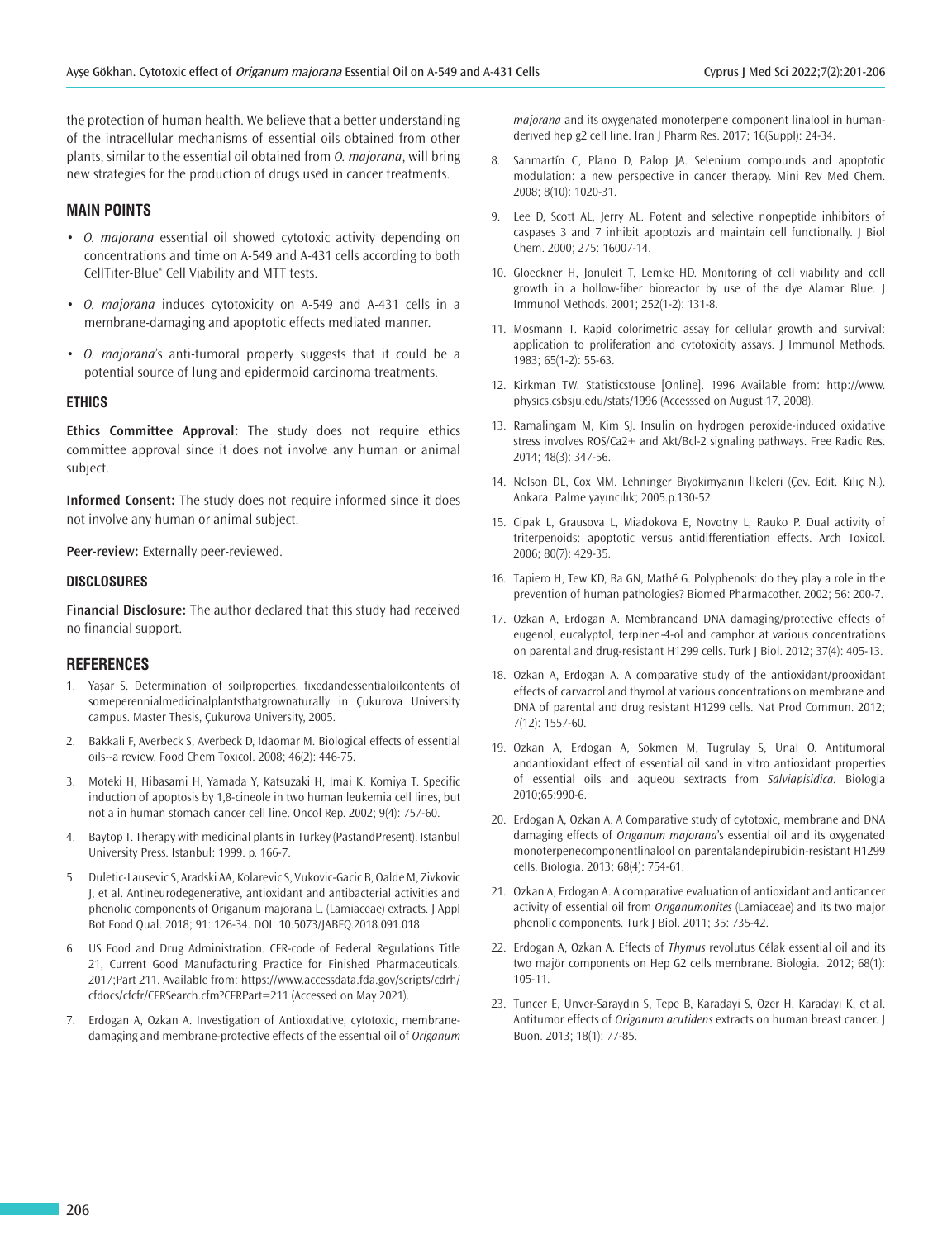the protection of human health. We believe that a better understanding of the intracellular mechanisms of essential oils obtained from other plants, similar to the essential oil obtained from *O. majorana*, will bring new strategies for the production of drugs used in cancer treatments.

## MAIN POINTS

- *O. majorana* essential oil showed cytotoxic activity depending on concentrations and time on A-549 and A-431 cells according to both CellTiter-Blue® Cell Viability and MTT tests.
- *O. majorana* induces cytotoxicity on A-549 and A-431 cells in a membrane-damaging and apoptotic effects mediated manner.
- *O. majorana*'s anti-tumoral property suggests that it could be a potential source of lung and epidermoid carcinoma treatments.

### ETHICS

**Ethics Committee Approval:** The study does not require ethics committee approval since it does not involve any human or animal subject.

**Informed Consent:** The study does not require informed since it does not involve any human or animal subject.

**Peer-review:** Externally peer-reviewed.

### DISCLOSURES

**Financial Disclosure:** The author declared that this study had received no financial support.

## REFERENCES

1. Yaşar S. Determination of soilproperties, fixedandessentialoilcontents of someperennialmedicinalplantsthatgrownaturally in Çukurova University campus. Master Thesis, Çukurova University, 2005.
2. Bakkali F, Averbeck S, Averbeck D, Idaomar M. Biological effects of essential oils--a review. Food Chem Toxicol. 2008; 46(2): 446-75.
3. Moteki H, Hibasami H, Yamada Y, Katsuzaki H, Imai K, Komiya T. Specific induction of apoptosis by 1,8-cineole in two human leukemia cell lines, but not a in human stomach cancer cell line. Oncol Rep. 2002; 9(4): 757-60.
4. Baytop T. Therapy with medicinal plants in Turkey (PastandPresent). Istanbul University Press. Istanbul: 1999. p. 166-7.
5. Duletic-Lausevic S, Aradski AA, Kolarevic S, Vukovic-Gacic B, Oalde M, Zivkovic J, et al. Antineurodegenerative, antioxidant and antibacterial activities and phenolic components of Origanum majorana L. (Lamiaceae) extracts. J Appl Bot Food Qual. 2018; 91: 126-34. DOI: 10.5073/JABFQ.2018.091.018
6. US Food and Drug Administration. CFR-code of Federal Regulations Title 21, Current Good Manufacturing Practice for Finished Pharmaceuticals. 2017;Part 211. Available from: https://www.accessdata.fda.gov/scripts/cdrh/cfdocs/cfcfr/CFRSearch.cfm?CFRPart=211 (Accessed on May 2021).
7. Erdogan A, Ozkan A. Investigation of Antioxıdative, cytotoxic, membrane-damaging and membrane-protective effects of the essentıal oil of *Origanum majorana* and its oxygenated monoterpene component linalool in human-derived hep g2 cell line. Iran J Pharm Res. 2017; 16(Suppl): 24-34.
8. Sanmartín C, Plano D, Palop JA. Selenium compounds and apoptotic modulation: a new perspective in cancer therapy. Mini Rev Med Chem. 2008; 8(10): 1020-31.
9. Lee D, Scott AL, Jerry AL. Potent and selective nonpeptide inhibitors of caspases 3 and 7 inhibit apoptozis and maintain cell functionally. J Biol Chem. 2000; 275: 16007-14.
10. Gloeckner H, Jonuleit T, Lemke HD. Monitoring of cell viability and cell growth in a hollow-fiber bioreactor by use of the dye Alamar Blue. J Immunol Methods. 2001; 252(1-2): 131-8.
11. Mosmann T. Rapid colorimetric assay for cellular growth and survival: application to proliferation and cytotoxicity assays. J Immunol Methods. 1983; 65(1-2): 55-63.
12. Kirkman TW. Statisticstouse [Online]. 1996 Available from: http://www.physics.csbsju.edu/stats/1996 (Accesssed on August 17, 2008).
13. Ramalingam M, Kim SJ. Insulin on hydrogen peroxide-induced oxidative stress involves ROS/Ca2+ and Akt/Bcl-2 signaling pathways. Free Radic Res. 2014; 48(3): 347-56.
14. Nelson DL, Cox MM. Lehninger Biyokimyanın İlkeleri (Çev. Edit. Kılıç N.). Ankara: Palme yayıncılık; 2005.p.130-52.
15. Cipak L, Grausova L, Miadokova E, Novotny L, Rauko P. Dual activity of triterpenoids: apoptotic versus antidifferentiation effects. Arch Toxicol. 2006; 80(7): 429-35.
16. Tapiero H, Tew KD, Ba GN, Mathé G. Polyphenols: do they play a role in the prevention of human pathologies? Biomed Pharmacother. 2002; 56: 200-7.
17. Ozkan A, Erdogan A. Membraneand DNA damaging/protective effects of eugenol, eucalyptol, terpinen-4-ol and camphor at various concentrations on parental and drug-resistant H1299 cells. Turk J Biol. 2012; 37(4): 405-13.
18. Ozkan A, Erdogan A. A comparative study of the antioxidant/prooxidant effects of carvacrol and thymol at various concentrations on membrane and DNA of parental and drug resistant H1299 cells. Nat Prod Commun. 2012; 7(12): 1557-60.
19. Ozkan A, Erdogan A, Sokmen M, Tugrulay S, Unal O. Antitumoral andantioxidant effect of essential oil sand in vitro antioxidant properties of essential oils and aqueou sextracts from *Salviapisidica*. Biologia 2010;65:990-6.
20. Erdogan A, Ozkan A. A Comparative study of cytotoxic, membrane and DNA damaging effects of *Origanum majorana*'s essential oil and its oxygenated monoterpenecomponentlinalool on parentalandepirubicin-resistant H1299 cells. Biologia. 2013; 68(4): 754-61.
21. Ozkan A, Erdogan A. A comparative evaluation of antioxidant and anticancer activity of essential oil from *Origanumonites* (Lamiaceae) and its two major phenolic components. Turk J Biol. 2011; 35: 735-42.
22. Erdogan A, Ozkan A. Effects of *Thymus* revolutus Célak essential oil and its two majör components on Hep G2 cells membrane. Biologia. 2012; 68(1): 105-11.
23. Tuncer E, Unver-Saraydın S, Tepe B, Karadayi S, Ozer H, Karadayi K, et al. Antitumor effects of *Origanum acutidens* extracts on human breast cancer. J Buon. 2013; 18(1): 77-85.